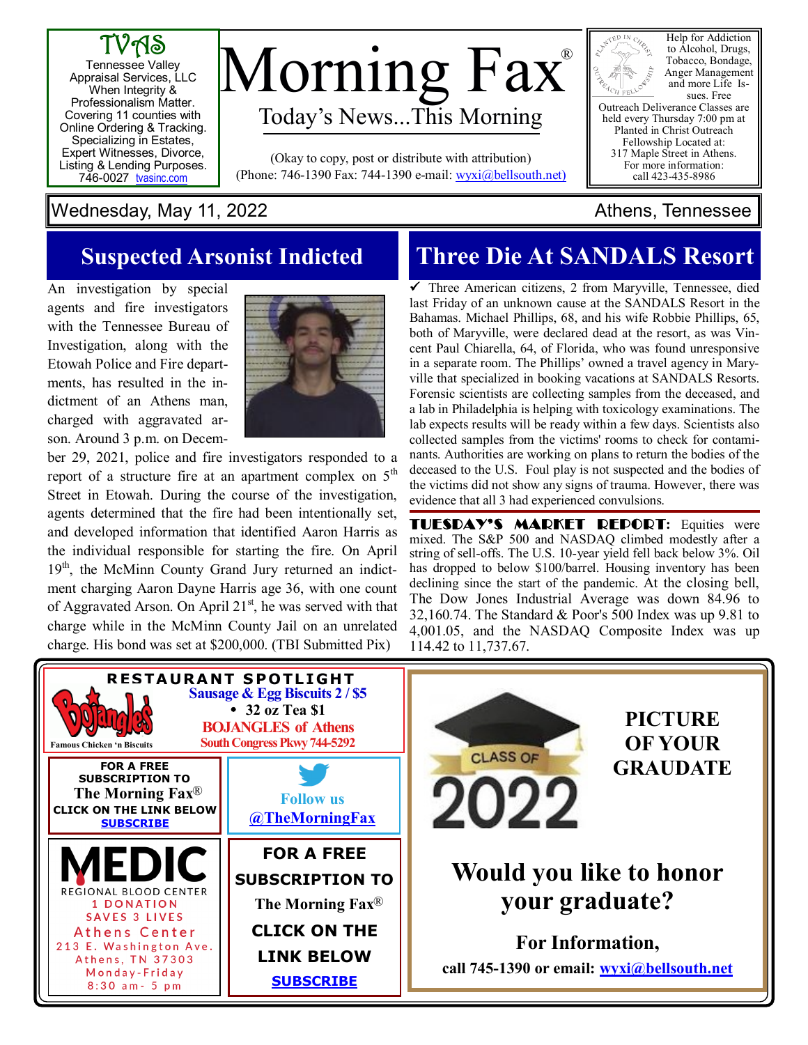TVAS
Tennessee Valley Appraisal Services, LLC
When Integrity & Professionalism Matter.
Covering 11 counties with Online Ordering & Tracking.
Specializing in Estates, Expert Witnesses, Divorce, Listing & Lending Purposes.
746-0027 tvasinc.com

# Morning Fax®

Today's News...This Morning

(Okay to copy, post or distribute with attribution)
(Phone: 746-1390 Fax: 744-1390 e-mail: wyxi@bellsouth.net)

Help for Addiction to Alcohol, Drugs, Tobacco, Bondage, Anger Management and more Life Issues. Free Outreach Deliverance Classes are held every Thursday 7:00 pm at Planted in Christ Outreach Fellowship Located at: 317 Maple Street in Athens. For more information: call 423-435-8986

Wednesday, May 11, 2022 — Athens, Tennessee

## Suspected Arsonist Indicted

An investigation by special agents and fire investigators with the Tennessee Bureau of Investigation, along with the Etowah Police and Fire departments, has resulted in the indictment of an Athens man, charged with aggravated arson. Around 3 p.m. on December 29, 2021, police and fire investigators responded to a report of a structure fire at an apartment complex on 5th Street in Etowah. During the course of the investigation, agents determined that the fire had been intentionally set, and developed information that identified Aaron Harris as the individual responsible for starting the fire. On April 19th, the McMinn County Grand Jury returned an indictment charging Aaron Dayne Harris age 36, with one count of Aggravated Arson. On April 21st, he was served with that charge while in the McMinn County Jail on an unrelated charge. His bond was set at $200,000. (TBI Submitted Pix)

## Three Die At SANDALS Resort

✓ Three American citizens, 2 from Maryville, Tennessee, died last Friday of an unknown cause at the SANDALS Resort in the Bahamas. Michael Phillips, 68, and his wife Robbie Phillips, 65, both of Maryville, were declared dead at the resort, as was Vincent Paul Chiarella, 64, of Florida, who was found unresponsive in a separate room. The Phillips' owned a travel agency in Maryville that specialized in booking vacations at SANDALS Resorts. Forensic scientists are collecting samples from the deceased, and a lab in Philadelphia is helping with toxicology examinations. The lab expects results will be ready within a few days. Scientists also collected samples from the victims' rooms to check for contaminants. Authorities are working on plans to return the bodies of the deceased to the U.S. Foul play is not suspected and the bodies of the victims did not show any signs of trauma. However, there was evidence that all 3 had experienced convulsions.

**TUESDAY'S MARKET REPORT:** Equities were mixed. The S&P 500 and NASDAQ climbed modestly after a string of sell-offs. The U.S. 10-year yield fell back below 3%. Oil has dropped to below $100/barrel. Housing inventory has been declining since the start of the pandemic. At the closing bell, The Dow Jones Industrial Average was down 84.96 to 32,160.74. The Standard & Poor's 500 Index was up 9.81 to 4,001.05, and the NASDAQ Composite Index was up 114.42 to 11,737.67.

**RESTAURANT SPOTLIGHT**

Bojangles' Famous Chicken 'n Biscuits

Sausage & Egg Biscuits 2 / $5
- 32 oz Tea $1

BOJANGLES of Athens
South Congress Pkwy 744-5292

FOR A FREE SUBSCRIPTION TO
The Morning Fax®
CLICK ON THE LINK BELOW
SUBSCRIBE

Follow us
@TheMorningFax

MEDIC
REGIONAL BLOOD CENTER
1 DONATION SAVES 3 LIVES
Athens Center
213 E. Washington Ave.
Athens, TN 37303
Monday-Friday
8:30 am - 5 pm

FOR A FREE SUBSCRIPTION TO
The Morning Fax®
CLICK ON THE LINK BELOW
SUBSCRIBE

CLASS OF 2022

**PICTURE OF YOUR GRAUDATE**

**Would you like to honor your graduate?**

**For Information,**
**call 745-1390 or email: wyxi@bellsouth.net**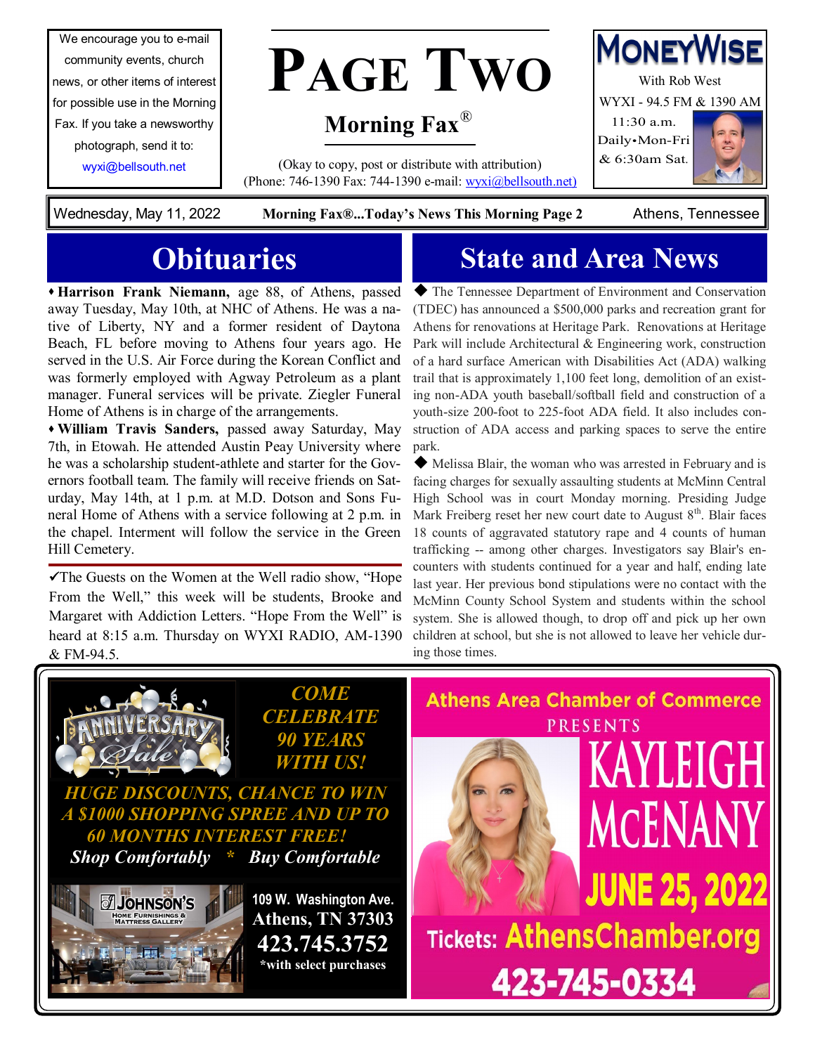We encourage you to e-mail community events, church news, or other items of interest for possible use in the Morning Fax. If you take a newsworthy photograph, send it to: wyxi@bellsouth.net

# PAGE TWO

## Morning Fax®

(Okay to copy, post or distribute with attribution)
(Phone: 746-1390 Fax: 744-1390 e-mail: wyxi@bellsouth.net)

**MONEYWISE**
With Rob West
WYXI - 94.5 FM & 1390 AM
11:30 a.m. Daily•Mon-Fri & 6:30am Sat.

Wednesday, May 11, 2022 **Morning Fax®...Today's News This Morning Page 2** Athens, Tennessee

## Obituaries

♦ **Harrison Frank Niemann,** age 88, of Athens, passed away Tuesday, May 10th, at NHC of Athens. He was a native of Liberty, NY and a former resident of Daytona Beach, FL before moving to Athens four years ago. He served in the U.S. Air Force during the Korean Conflict and was formerly employed with Agway Petroleum as a plant manager. Funeral services will be private. Ziegler Funeral Home of Athens is in charge of the arrangements.

♦ **William Travis Sanders,** passed away Saturday, May 7th, in Etowah. He attended Austin Peay University where he was a scholarship student-athlete and starter for the Governors football team. The family will receive friends on Saturday, May 14th, at 1 p.m. at M.D. Dotson and Sons Funeral Home of Athens with a service following at 2 p.m. in the chapel. Interment will follow the service in the Green Hill Cemetery.

✓The Guests on the Women at the Well radio show, "Hope From the Well," this week will be students, Brooke and Margaret with Addiction Letters. "Hope From the Well" is heard at 8:15 a.m. Thursday on WYXI RADIO, AM-1390 & FM-94.5.

## State and Area News

◆ The Tennessee Department of Environment and Conservation (TDEC) has announced a $500,000 parks and recreation grant for Athens for renovations at Heritage Park. Renovations at Heritage Park will include Architectural & Engineering work, construction of a hard surface American with Disabilities Act (ADA) walking trail that is approximately 1,100 feet long, demolition of an existing non-ADA youth baseball/softball field and construction of a youth-size 200-foot to 225-foot ADA field. It also includes construction of ADA access and parking spaces to serve the entire park.

◆ Melissa Blair, the woman who was arrested in February and is facing charges for sexually assaulting students at McMinn Central High School was in court Monday morning. Presiding Judge Mark Freiberg reset her new court date to August 8th. Blair faces 18 counts of aggravated statutory rape and 4 counts of human trafficking -- among other charges. Investigators say Blair's encounters with students continued for a year and half, ending late last year. Her previous bond stipulations were no contact with the McMinn County School System and students within the school system. She is allowed though, to drop off and pick up her own children at school, but she is not allowed to leave her vehicle during those times.

Anniversary Sale

*COME CELEBRATE 90 YEARS WITH US!*

*HUGE DISCOUNTS, CHANCE TO WIN A $1000 SHOPPING SPREE AND UP TO 60 MONTHS INTEREST FREE!*

*Shop Comfortably * Buy Comfortable*

Johnson's Home Furnishings & Mattress Gallery
109 W. Washington Ave.
Athens, TN 37303
423.745.3752
*with select purchases

Athens Area Chamber of Commerce PRESENTS
KAYLEIGH McENANY
JUNE 25, 2022
Tickets: AthensChamber.org
423-745-0334